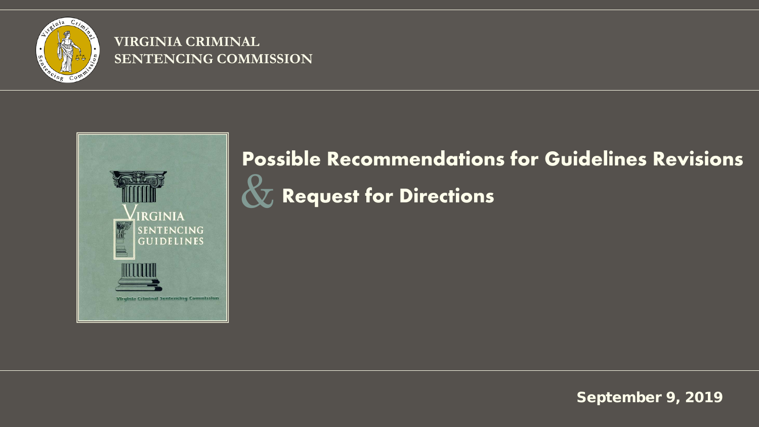VIRGINIA CRIMINAL SENTENCING COMMISSION

# Possible Recommendations for Guidelines Revisions & Request for Directions

September 9, 2019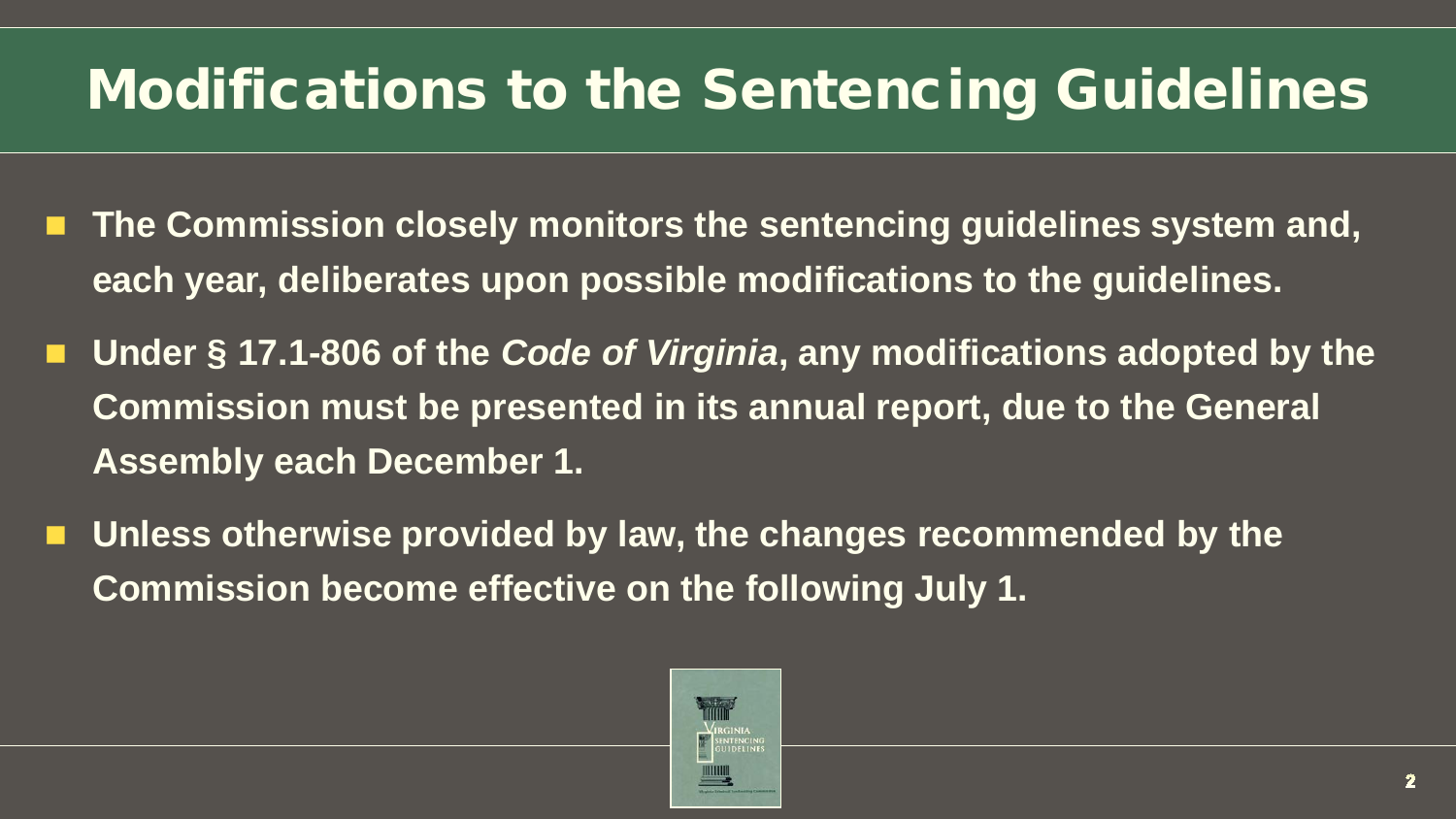# Modifications to the Sentencing Guidelines

- **The Commission closely monitors the sentencing guidelines system and, each year, deliberates upon possible modifications to the guidelines.**
- **Under § 17.1-806 of the *Code of Virginia*, any modifications adopted by the Commission must be presented in its annual report, due to the General Assembly each December 1.**
- **Unless otherwise provided by law, the changes recommended by the Commission become effective on the following July 1.**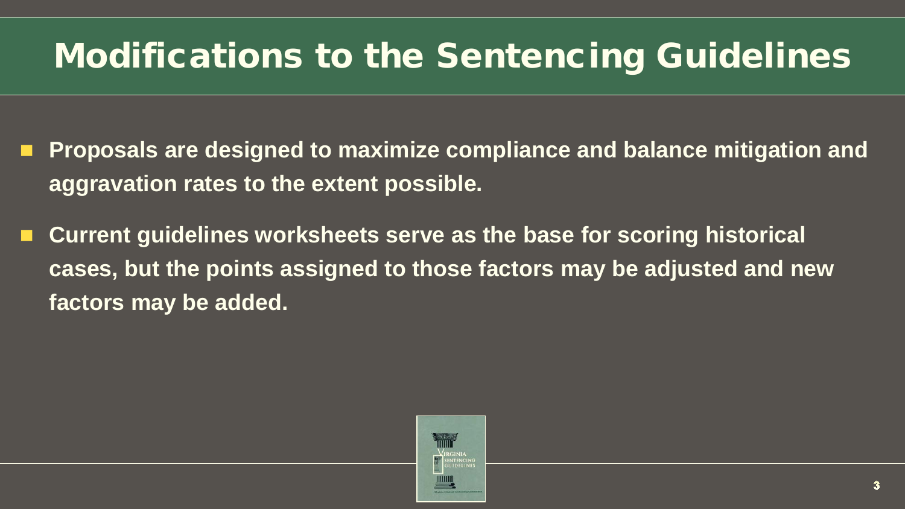# Modifications to the Sentencing Guidelines

- **Proposals are designed to maximize compliance and balance mitigation and aggravation rates to the extent possible.**
- **Current guidelines worksheets serve as the base for scoring historical cases, but the points assigned to those factors may be adjusted and new factors may be added.**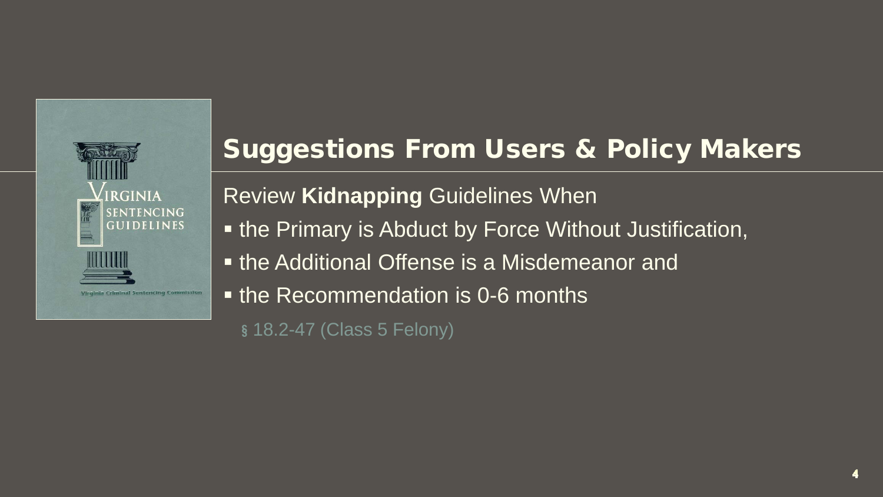## Suggestions From Users & Policy Makers

Review **Kidnapping** Guidelines When

- the Primary is Abduct by Force Without Justification,
- the Additional Offense is a Misdemeanor and
- the Recommendation is 0-6 months
  - § 18.2-47 (Class 5 Felony)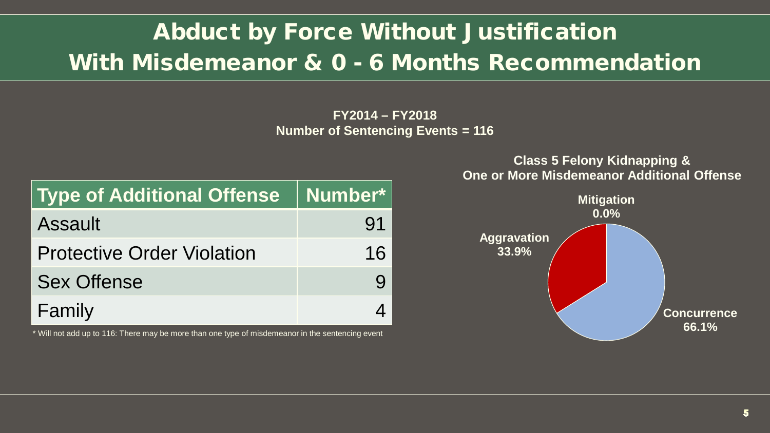# Abduct by Force Without Justification With Misdemeanor & 0 - 6 Months Recommendation

**FY2014 – FY2018**
**Number of Sentencing Events = 116**

| Type of Additional Offense | Number* |
| --- | --- |
| Assault | 91 |
| Protective Order Violation | 16 |
| Sex Offense | 9 |
| Family | 4 |

\* Will not add up to 116: There may be more than one type of misdemeanor in the sentencing event

**Class 5 Felony Kidnapping & One or More Misdemeanor Additional Offense**

- Mitigation: 0.0%
- Aggravation: 33.9%
- Concurrence: 66.1%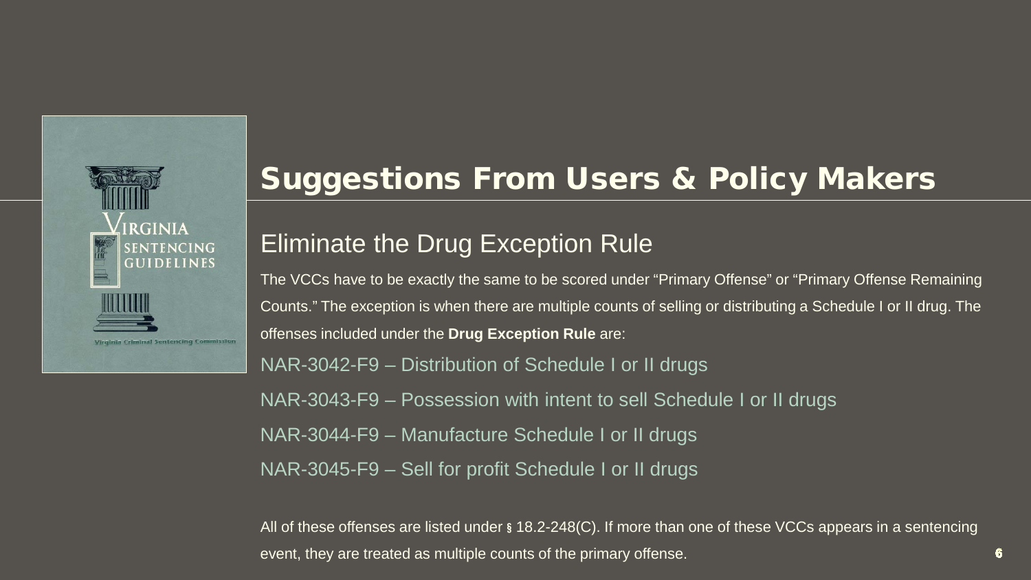# Suggestions From Users & Policy Makers

## Eliminate the Drug Exception Rule

The VCCs have to be exactly the same to be scored under “Primary Offense” or “Primary Offense Remaining Counts.” The exception is when there are multiple counts of selling or distributing a Schedule I or II drug. The offenses included under the **Drug Exception Rule** are:

NAR-3042-F9 – Distribution of Schedule I or II drugs

NAR-3043-F9 – Possession with intent to sell Schedule I or II drugs

NAR-3044-F9 – Manufacture Schedule I or II drugs

NAR-3045-F9 – Sell for profit Schedule I or II drugs

All of these offenses are listed under § 18.2-248(C). If more than one of these VCCs appears in a sentencing event, they are treated as multiple counts of the primary offense.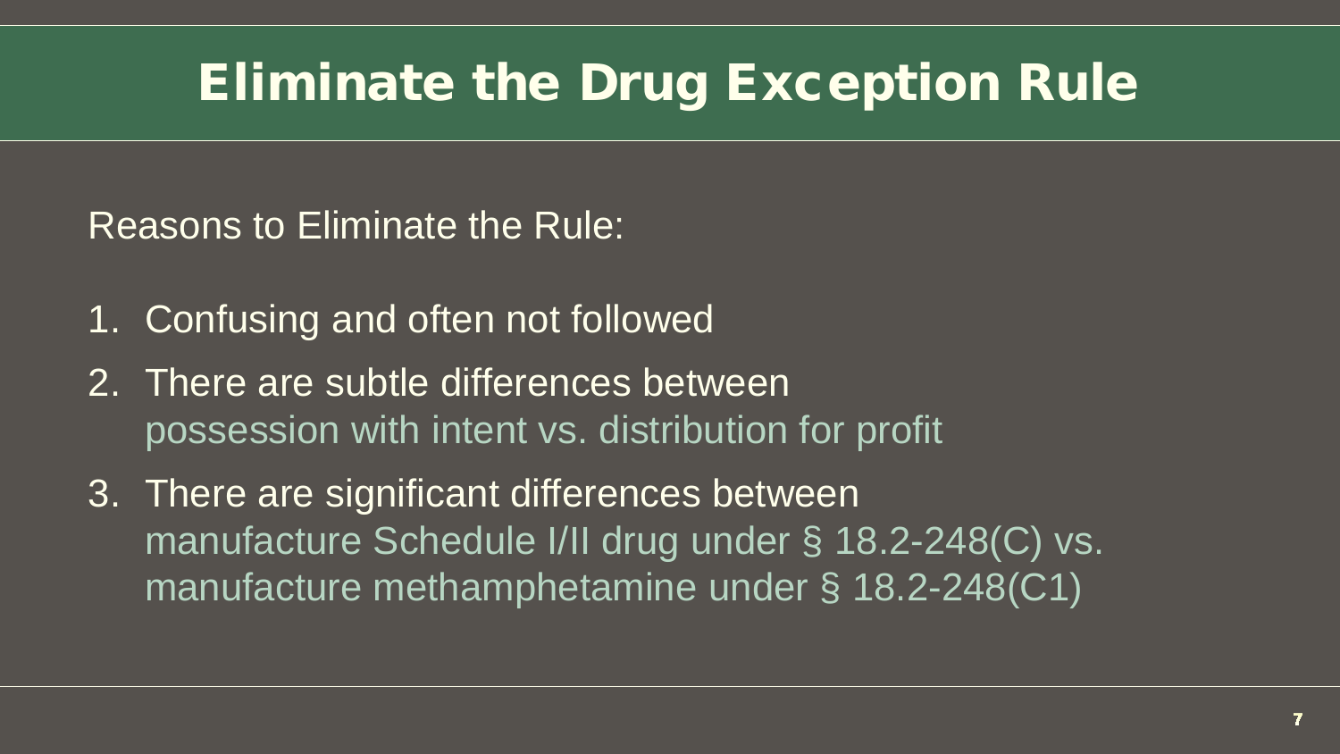# Eliminate the Drug Exception Rule

Reasons to Eliminate the Rule:

1. Confusing and often not followed
2. There are subtle differences between possession with intent vs. distribution for profit
3. There are significant differences between manufacture Schedule I/II drug under § 18.2-248(C) vs. manufacture methamphetamine under § 18.2-248(C1)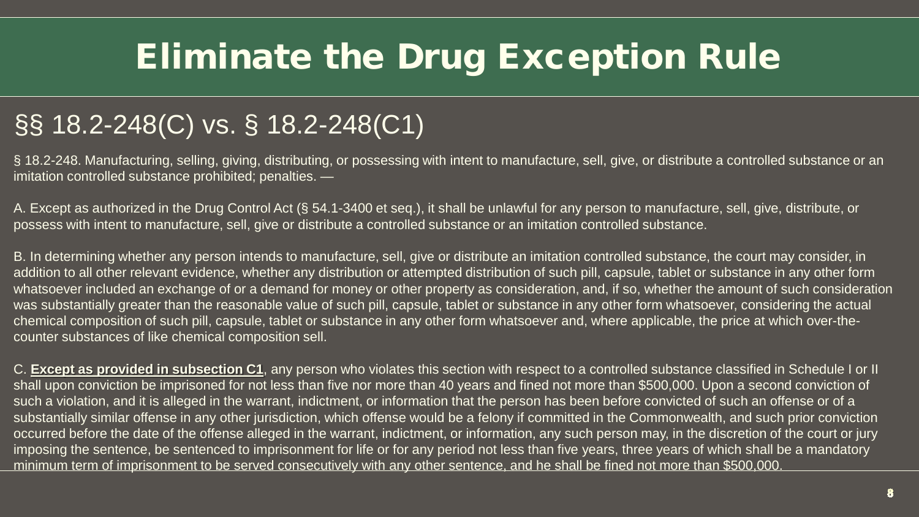# Eliminate the Drug Exception Rule

## §§ 18.2-248(C) vs. § 18.2-248(C1)

§ 18.2-248. Manufacturing, selling, giving, distributing, or possessing with intent to manufacture, sell, give, or distribute a controlled substance or an imitation controlled substance prohibited; penalties. —

A. Except as authorized in the Drug Control Act (§ 54.1-3400 et seq.), it shall be unlawful for any person to manufacture, sell, give, distribute, or possess with intent to manufacture, sell, give or distribute a controlled substance or an imitation controlled substance.

B. In determining whether any person intends to manufacture, sell, give or distribute an imitation controlled substance, the court may consider, in addition to all other relevant evidence, whether any distribution or attempted distribution of such pill, capsule, tablet or substance in any other form whatsoever included an exchange of or a demand for money or other property as consideration, and, if so, whether the amount of such consideration was substantially greater than the reasonable value of such pill, capsule, tablet or substance in any other form whatsoever, considering the actual chemical composition of such pill, capsule, tablet or substance in any other form whatsoever and, where applicable, the price at which over-the-counter substances of like chemical composition sell.

C. <u>**Except as provided in subsection C1**</u>, any person who violates this section with respect to a controlled substance classified in Schedule I or II shall upon conviction be imprisoned for not less than five nor more than 40 years and fined not more than $500,000. Upon a second conviction of such a violation, and it is alleged in the warrant, indictment, or information that the person has been before convicted of such an offense or of a substantially similar offense in any other jurisdiction, which offense would be a felony if committed in the Commonwealth, and such prior conviction occurred before the date of the offense alleged in the warrant, indictment, or information, any such person may, in the discretion of the court or jury imposing the sentence, be sentenced to imprisonment for life or for any period not less than five years, three years of which shall be a mandatory <u>minimum term of imprisonment to be served consecutively with any other sentence, and he shall be fined not more than $500,000.</u>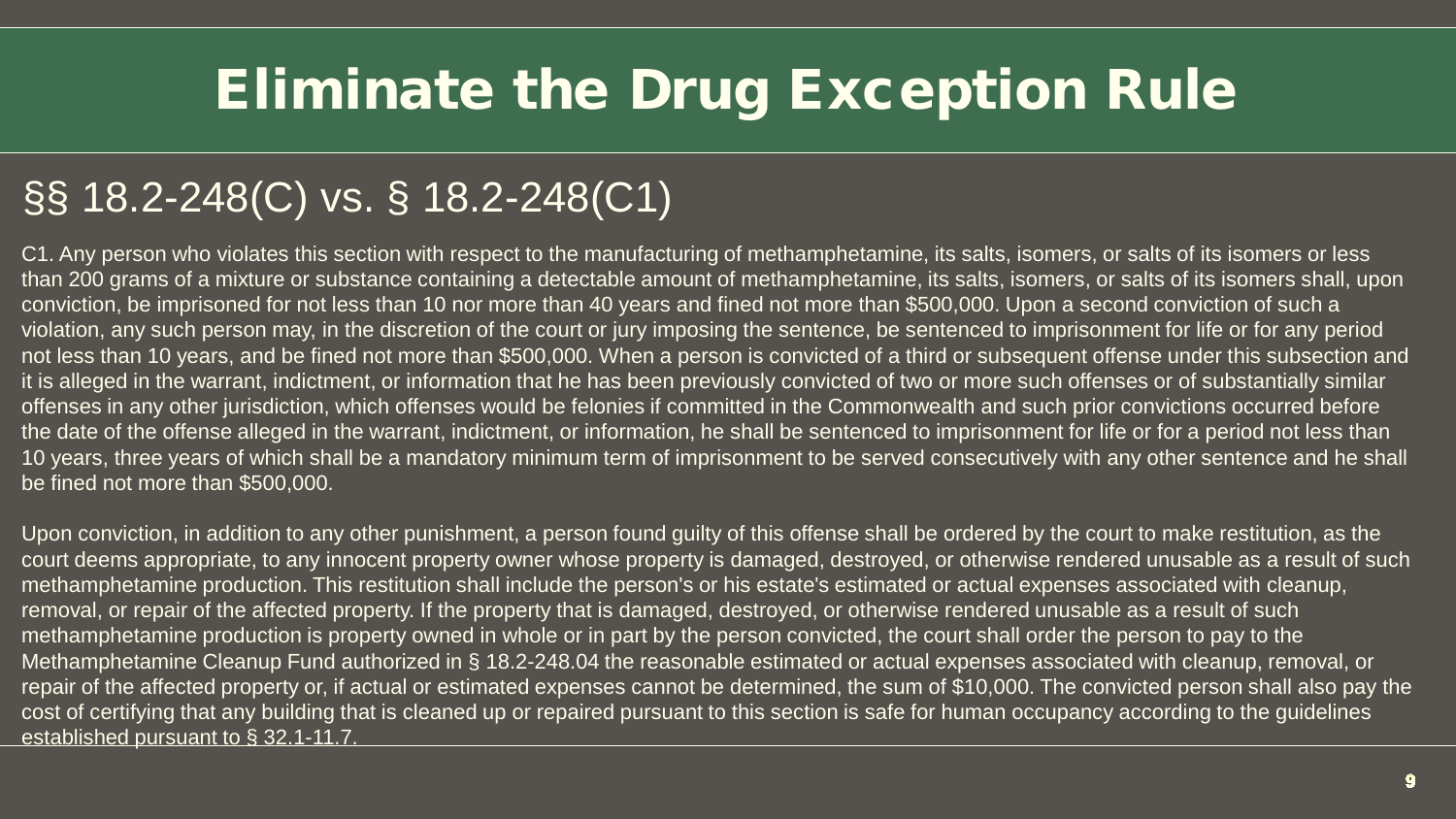# Eliminate the Drug Exception Rule

## §§ 18.2-248(C) vs. § 18.2-248(C1)

C1. Any person who violates this section with respect to the manufacturing of methamphetamine, its salts, isomers, or salts of its isomers or less than 200 grams of a mixture or substance containing a detectable amount of methamphetamine, its salts, isomers, or salts of its isomers shall, upon conviction, be imprisoned for not less than 10 nor more than 40 years and fined not more than $500,000. Upon a second conviction of such a violation, any such person may, in the discretion of the court or jury imposing the sentence, be sentenced to imprisonment for life or for any period not less than 10 years, and be fined not more than $500,000. When a person is convicted of a third or subsequent offense under this subsection and it is alleged in the warrant, indictment, or information that he has been previously convicted of two or more such offenses or of substantially similar offenses in any other jurisdiction, which offenses would be felonies if committed in the Commonwealth and such prior convictions occurred before the date of the offense alleged in the warrant, indictment, or information, he shall be sentenced to imprisonment for life or for a period not less than 10 years, three years of which shall be a mandatory minimum term of imprisonment to be served consecutively with any other sentence and he shall be fined not more than $500,000.

Upon conviction, in addition to any other punishment, a person found guilty of this offense shall be ordered by the court to make restitution, as the court deems appropriate, to any innocent property owner whose property is damaged, destroyed, or otherwise rendered unusable as a result of such methamphetamine production. This restitution shall include the person's or his estate's estimated or actual expenses associated with cleanup, removal, or repair of the affected property. If the property that is damaged, destroyed, or otherwise rendered unusable as a result of such methamphetamine production is property owned in whole or in part by the person convicted, the court shall order the person to pay to the Methamphetamine Cleanup Fund authorized in § 18.2-248.04 the reasonable estimated or actual expenses associated with cleanup, removal, or repair of the affected property or, if actual or estimated expenses cannot be determined, the sum of $10,000. The convicted person shall also pay the cost of certifying that any building that is cleaned up or repaired pursuant to this section is safe for human occupancy according to the guidelines established pursuant to § 32.1-11.7.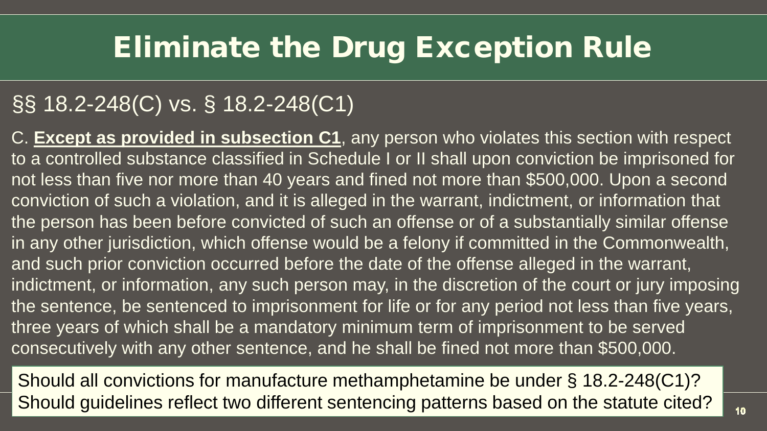# Eliminate the Drug Exception Rule

## §§ 18.2-248(C) vs. § 18.2-248(C1)

C. **Except as provided in subsection C1**, any person who violates this section with respect to a controlled substance classified in Schedule I or II shall upon conviction be imprisoned for not less than five nor more than 40 years and fined not more than $500,000. Upon a second conviction of such a violation, and it is alleged in the warrant, indictment, or information that the person has been before convicted of such an offense or of a substantially similar offense in any other jurisdiction, which offense would be a felony if committed in the Commonwealth, and such prior conviction occurred before the date of the offense alleged in the warrant, indictment, or information, any such person may, in the discretion of the court or jury imposing the sentence, be sentenced to imprisonment for life or for any period not less than five years, three years of which shall be a mandatory minimum term of imprisonment to be served consecutively with any other sentence, and he shall be fined not more than $500,000.

Should all convictions for manufacture methamphetamine be under § 18.2-248(C1)?
Should guidelines reflect two different sentencing patterns based on the statute cited?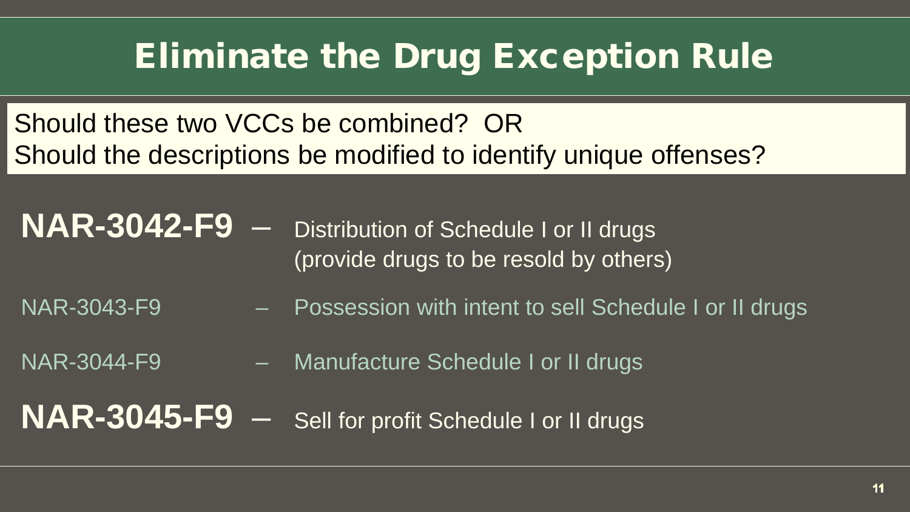# Eliminate the Drug Exception Rule

Should these two VCCs be combined? OR
Should the descriptions be modified to identify unique offenses?

**NAR-3042-F9** – Distribution of Schedule I or II drugs (provide drugs to be resold by others)

NAR-3043-F9 – Possession with intent to sell Schedule I or II drugs

NAR-3044-F9 – Manufacture Schedule I or II drugs

**NAR-3045-F9** – Sell for profit Schedule I or II drugs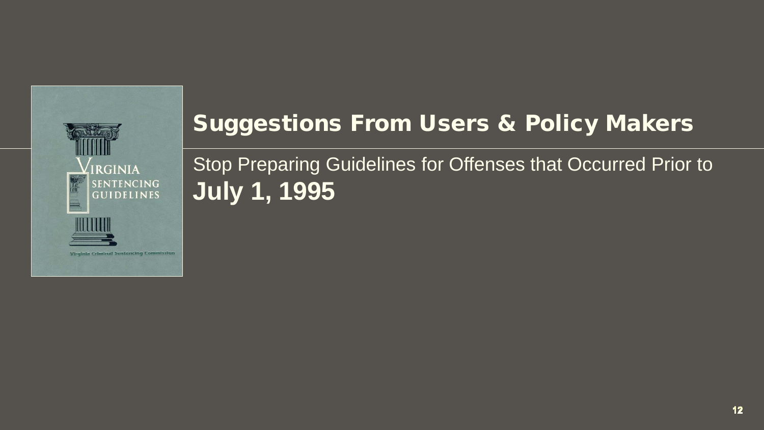## Suggestions From Users & Policy Makers

Stop Preparing Guidelines for Offenses that Occurred Prior to **July 1, 1995**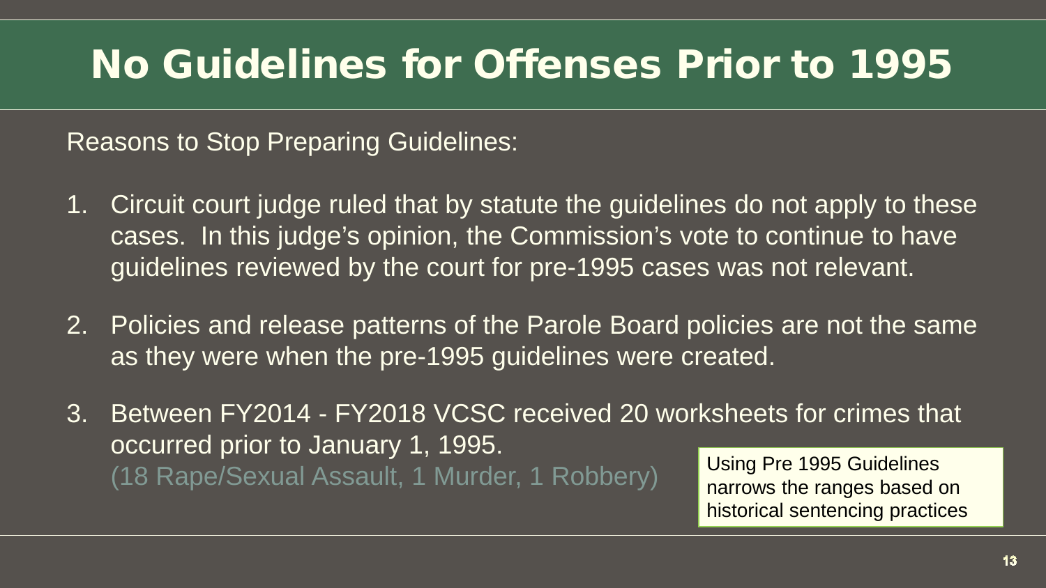# No Guidelines for Offenses Prior to 1995

Reasons to Stop Preparing Guidelines:

1. Circuit court judge ruled that by statute the guidelines do not apply to these cases. In this judge's opinion, the Commission's vote to continue to have guidelines reviewed by the court for pre-1995 cases was not relevant.

2. Policies and release patterns of the Parole Board policies are not the same as they were when the pre-1995 guidelines were created.

3. Between FY2014 - FY2018 VCSC received 20 worksheets for crimes that occurred prior to January 1, 1995.
   (18 Rape/Sexual Assault, 1 Murder, 1 Robbery)

Using Pre 1995 Guidelines narrows the ranges based on historical sentencing practices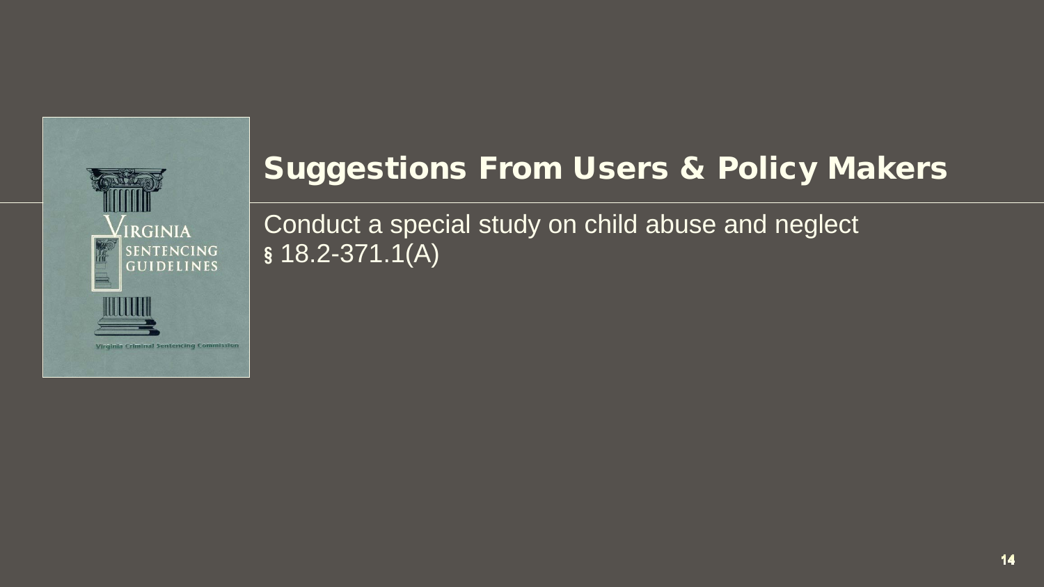## Suggestions From Users & Policy Makers

Conduct a special study on child abuse and neglect
§ 18.2-371.1(A)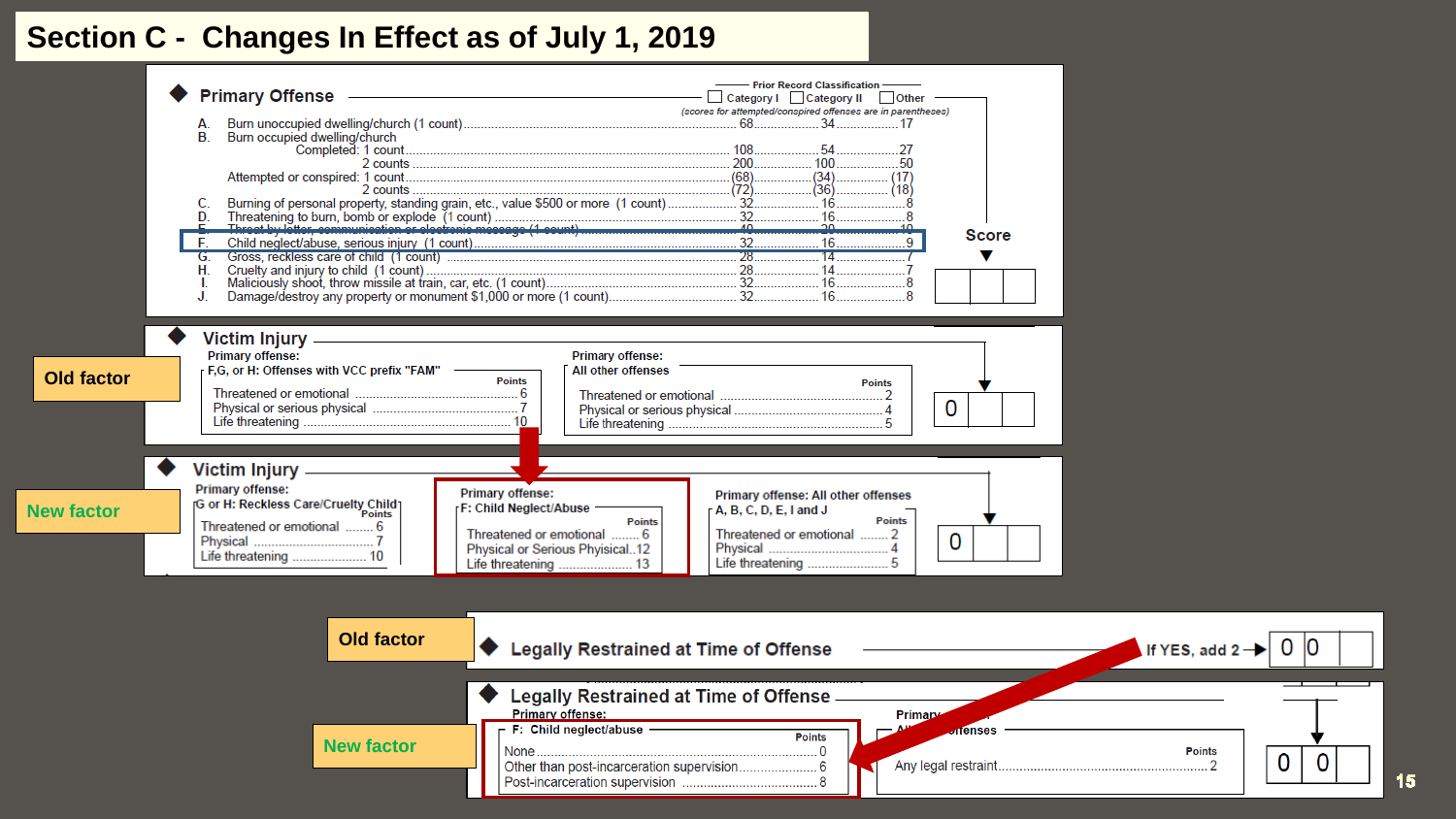# Section C - Changes In Effect as of July 1, 2019

## Primary Offense

Prior Record Classification: Category I | Category II | Other

*(scores for attempted/conspired offenses are in parentheses)*

| | Offense | | Category I | Category II | Other |
|---|---|---|---|---|---|
| A. | Burn unoccupied dwelling/church (1 count) | | 68 | 34 | 17 |
| B. | Burn occupied dwelling/church | Completed: 1 count | 108 | 54 | 27 |
| | | 2 counts | 200 | 100 | 50 |
| | | Attempted or conspired: 1 count | (68) | (34) | (17) |
| | | 2 counts | (72) | (36) | (18) |
| C. | Burning of personal property, standing grain, etc., value $500 or more (1 count) | | 32 | 16 | 8 |
| D. | Threatening to burn, bomb or explode (1 count) | | 32 | 16 | 8 |
| E. | ~~Threat by letter, communication or electronic message (1 count)~~ | | ~~40~~ | ~~20~~ | ~~10~~ |
| F. | Child neglect/abuse, serious injury (1 count) | | 32 | 16 | 9 |
| G. | Gross, reckless care of child (1 count) | | 28 | 14 | 7 |
| H. | Cruelty and injury to child (1 count) | | 28 | 14 | 7 |
| I. | Maliciously shoot, throw missile at train, car, etc. (1 count) | | 32 | 16 | 8 |
| J. | Damage/destroy any property or monument $1,000 or more (1 count) | | 32 | 16 | 8 |

Score

**Old factor**

## Victim Injury

Primary offense: **F,G, or H: Offenses with VCC prefix "FAM"**

| | Points |
|---|---|
| Threatened or emotional | 6 |
| Physical or serious physical | 7 |
| Life threatening | 10 |

Primary offense: **All other offenses**

| | Points |
|---|---|
| Threatened or emotional | 2 |
| Physical or serious physical | 4 |
| Life threatening | 5 |

Score: 0

**New factor**

## Victim Injury

Primary offense: **G or H: Reckless Care/Cruelty Child**

| | Points |
|---|---|
| Threatened or emotional | 6 |
| Physical | 7 |
| Life threatening | 10 |

Primary offense: **F: Child Neglect/Abuse**

| | Points |
|---|---|
| Threatened or emotional | 6 |
| Physical or Serious Physical | 12 |
| Life threatening | 13 |

Primary offense: **All other offenses A, B, C, D, E, I and J**

| | Points |
|---|---|
| Threatened or emotional | 2 |
| Physical | 4 |
| Life threatening | 5 |

Score: 0

**Old factor**

## Legally Restrained at Time of Offense

If YES, add 2 → 0 0

**New factor**

## Legally Restrained at Time of Offense

Primary offense: **F: Child neglect/abuse**

| | Points |
|---|---|
| None | 0 |
| Other than post-incarceration supervision | 6 |
| Post-incarceration supervision | 8 |

Primary offense: **All other offenses**

| | Points |
|---|---|
| Any legal restraint | 2 |

Score: 0 0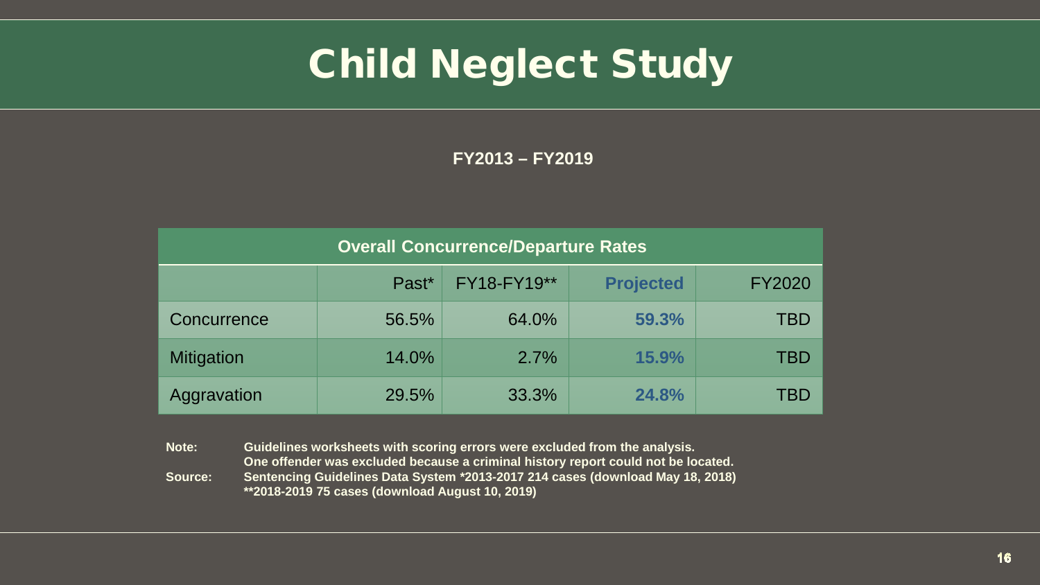# Child Neglect Study

**FY2013 – FY2019**

| Overall Concurrence/Departure Rates | | | | |
|---|---|---|---|---|
| | Past* | FY18-FY19** | **Projected** | FY2020 |
| Concurrence | 56.5% | 64.0% | **59.3%** | TBD |
| Mitigation | 14.0% | 2.7% | **15.9%** | TBD |
| Aggravation | 29.5% | 33.3% | **24.8%** | TBD |

**Note:** **Guidelines worksheets with scoring errors were excluded from the analysis.**
**One offender was excluded because a criminal history report could not be located.**

**Source:** **Sentencing Guidelines Data System *2013-2017 214 cases (download May 18, 2018)**
****2018-2019 75 cases (download August 10, 2019)**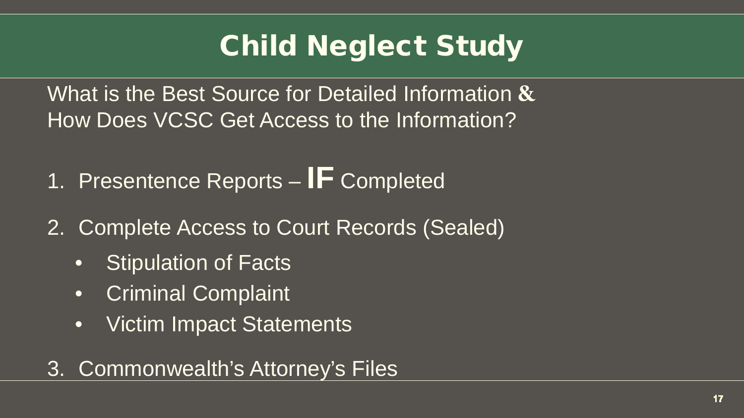# Child Neglect Study

What is the Best Source for Detailed Information **&** How Does VCSC Get Access to the Information?

1. Presentence Reports – **IF** Completed
2. Complete Access to Court Records (Sealed)
   - Stipulation of Facts
   - Criminal Complaint
   - Victim Impact Statements
3. Commonwealth's Attorney's Files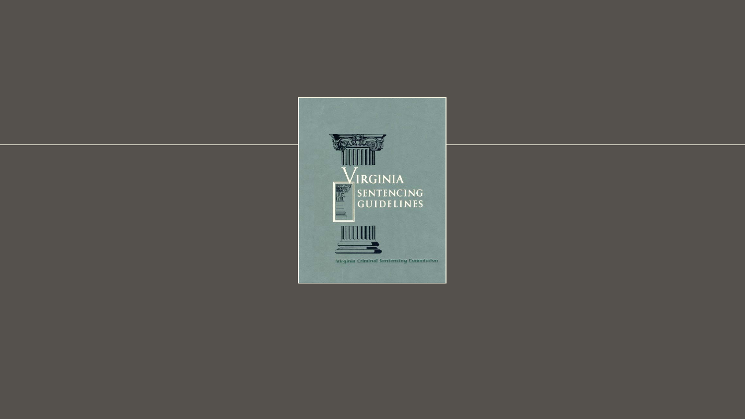VIRGINIA

SENTENCING GUIDELINES

Virginia Criminal Sentencing Commission